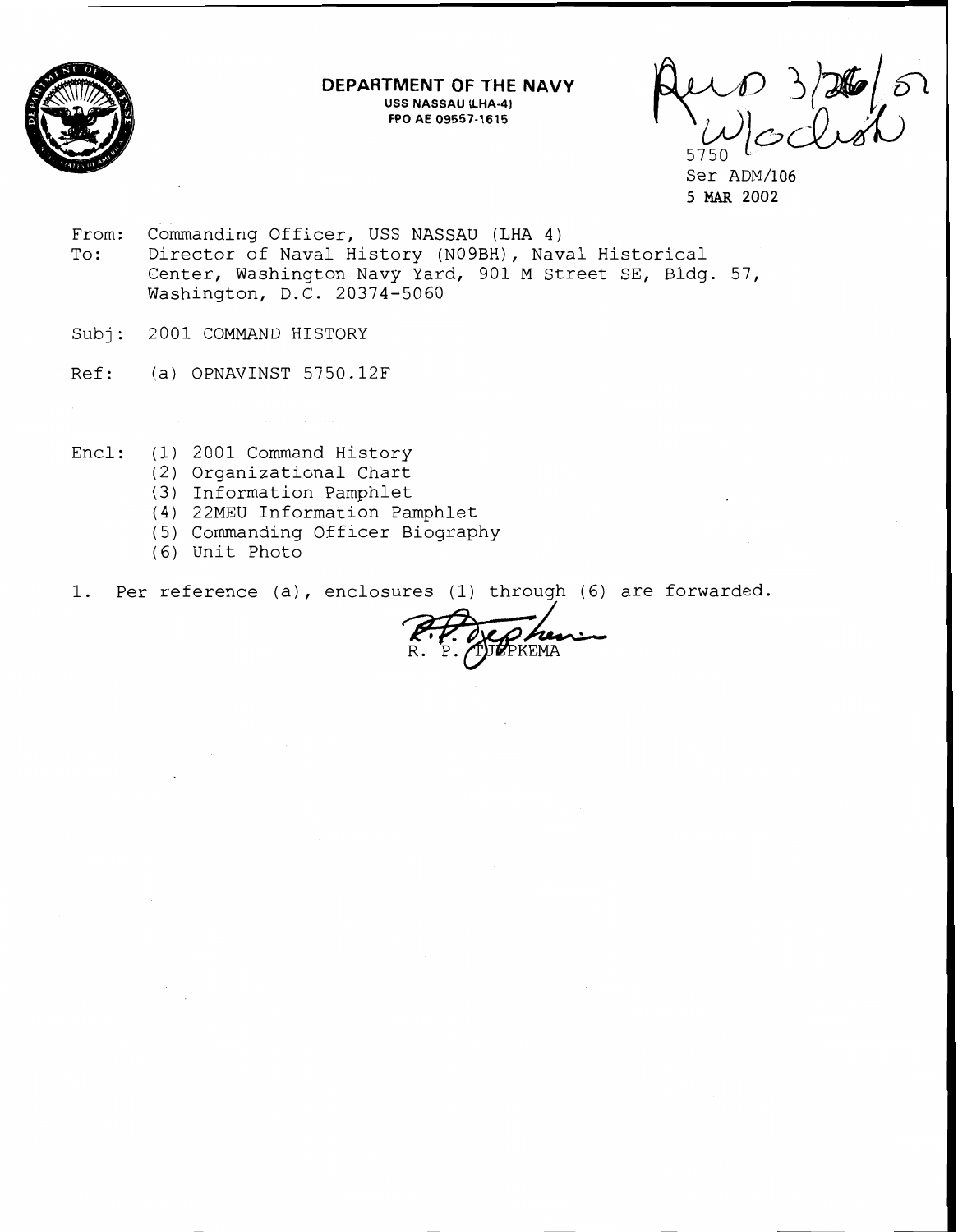**DEPARTMENT OF THE NAVY**
USS NASSAU (LHA-4)
FPO AE 09557-1615

Recd 3/26/02
W/ encl

5750
Ser ADM/106
5 MAR 2002

From: Commanding Officer, USS NASSAU (LHA 4)
To: Director of Naval History (N09BH), Naval Historical Center, Washington Navy Yard, 901 M Street SE, Bldg. 57, Washington, D.C. 20374-5060

Subj: 2001 COMMAND HISTORY

Ref: (a) OPNAVINST 5750.12F

Encl: (1) 2001 Command History
(2) Organizational Chart
(3) Information Pamphlet
(4) 22MEU Information Pamphlet
(5) Commanding Officer Biography
(6) Unit Photo

1. Per reference (a), enclosures (1) through (6) are forwarded.

R. P. TUEPKEMA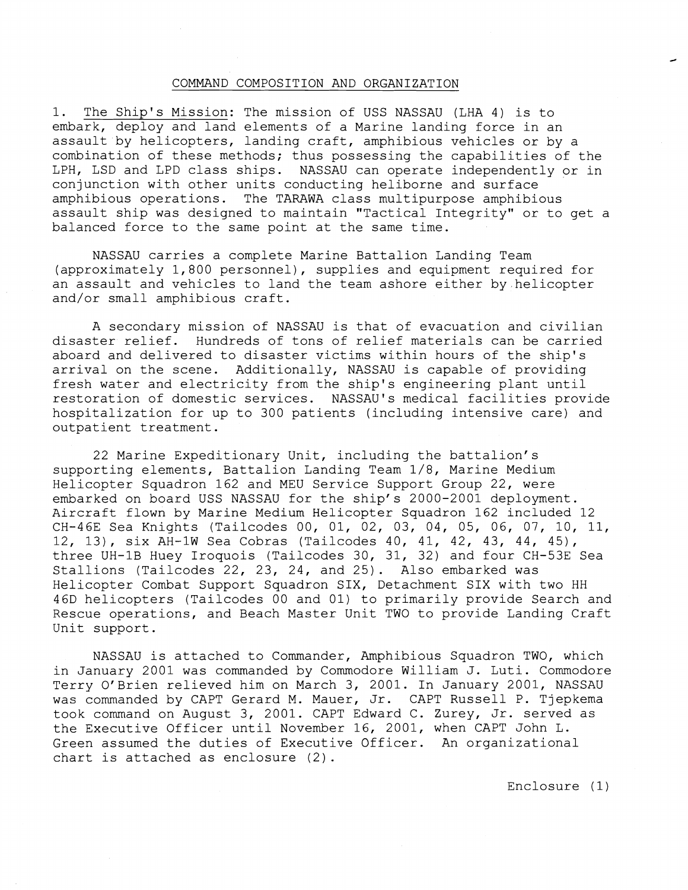# COMMAND COMPOSITION AND ORGANIZATION

1. The Ship's Mission: The mission of USS NASSAU (LHA 4) is to embark, deploy and land elements of a Marine landing force in an assault by helicopters, landing craft, amphibious vehicles or by a combination of these methods; thus possessing the capabilities of the LPH, LSD and LPD class ships. NASSAU can operate independently or in conjunction with other units conducting heliborne and surface amphibious operations. The TARAWA class multipurpose amphibious assault ship was designed to maintain "Tactical Integrity" or to get a balanced force to the same point at the same time.

NASSAU carries a complete Marine Battalion Landing Team (approximately 1,800 personnel), supplies and equipment required for an assault and vehicles to land the team ashore either by helicopter and/or small amphibious craft.

A secondary mission of NASSAU is that of evacuation and civilian disaster relief. Hundreds of tons of relief materials can be carried aboard and delivered to disaster victims within hours of the ship's arrival on the scene. Additionally, NASSAU is capable of providing fresh water and electricity from the ship's engineering plant until restoration of domestic services. NASSAU's medical facilities provide hospitalization for up to 300 patients (including intensive care) and outpatient treatment.

22 Marine Expeditionary Unit, including the battalion's supporting elements, Battalion Landing Team 1/8, Marine Medium Helicopter Squadron 162 and MEU Service Support Group 22, were embarked on board USS NASSAU for the ship's 2000-2001 deployment. Aircraft flown by Marine Medium Helicopter Squadron 162 included 12 CH-46E Sea Knights (Tailcodes 00, 01, 02, 03, 04, 05, 06, 07, 10, 11, 12, 13), six AH-1W Sea Cobras (Tailcodes 40, 41, 42, 43, 44, 45), three UH-1B Huey Iroquois (Tailcodes 30, 31, 32) and four CH-53E Sea Stallions (Tailcodes 22, 23, 24, and 25). Also embarked was Helicopter Combat Support Squadron SIX, Detachment SIX with two HH 46D helicopters (Tailcodes 00 and 01) to primarily provide Search and Rescue operations, and Beach Master Unit TWO to provide Landing Craft Unit support.

NASSAU is attached to Commander, Amphibious Squadron TWO, which in January 2001 was commanded by Commodore William J. Luti. Commodore Terry O'Brien relieved him on March 3, 2001. In January 2001, NASSAU was commanded by CAPT Gerard M. Mauer, Jr. CAPT Russell P. Tjepkema took command on August 3, 2001. CAPT Edward C. Zurey, Jr. served as the Executive Officer until November 16, 2001, when CAPT John L. Green assumed the duties of Executive Officer. An organizational chart is attached as enclosure (2).

Enclosure (1)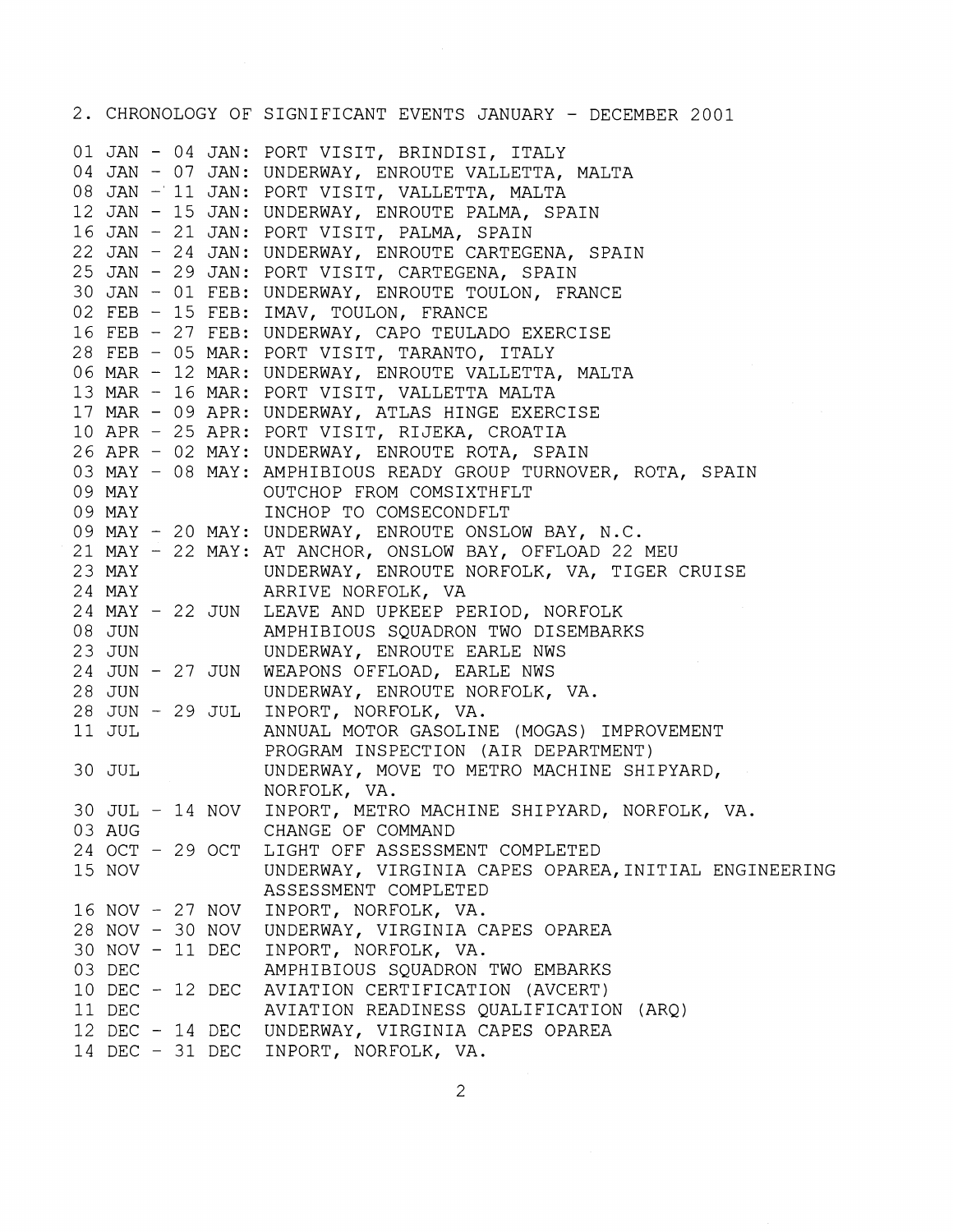2. CHRONOLOGY OF SIGNIFICANT EVENTS JANUARY - DECEMBER 2001

| | |
|---|---|
| 01 JAN - 04 JAN: | PORT VISIT, BRINDISI, ITALY |
| 04 JAN - 07 JAN: | UNDERWAY, ENROUTE VALLETTA, MALTA |
| 08 JAN - 11 JAN: | PORT VISIT, VALLETTA, MALTA |
| 12 JAN - 15 JAN: | UNDERWAY, ENROUTE PALMA, SPAIN |
| 16 JAN - 21 JAN: | PORT VISIT, PALMA, SPAIN |
| 22 JAN - 24 JAN: | UNDERWAY, ENROUTE CARTEGENA, SPAIN |
| 25 JAN - 29 JAN: | PORT VISIT, CARTEGENA, SPAIN |
| 30 JAN - 01 FEB: | UNDERWAY, ENROUTE TOULON, FRANCE |
| 02 FEB - 15 FEB: | IMAV, TOULON, FRANCE |
| 16 FEB - 27 FEB: | UNDERWAY, CAPO TEULADO EXERCISE |
| 28 FEB - 05 MAR: | PORT VISIT, TARANTO, ITALY |
| 06 MAR - 12 MAR: | UNDERWAY, ENROUTE VALLETTA, MALTA |
| 13 MAR - 16 MAR: | PORT VISIT, VALLETTA MALTA |
| 17 MAR - 09 APR: | UNDERWAY, ATLAS HINGE EXERCISE |
| 10 APR - 25 APR: | PORT VISIT, RIJEKA, CROATIA |
| 26 APR - 02 MAY: | UNDERWAY, ENROUTE ROTA, SPAIN |
| 03 MAY - 08 MAY: | AMPHIBIOUS READY GROUP TURNOVER, ROTA, SPAIN |
| 09 MAY | OUTCHOP FROM COMSIXTHFLT |
| 09 MAY | INCHOP TO COMSECONDFLT |
| 09 MAY - 20 MAY: | UNDERWAY, ENROUTE ONSLOW BAY, N.C. |
| 21 MAY - 22 MAY: | AT ANCHOR, ONSLOW BAY, OFFLOAD 22 MEU |
| 23 MAY | UNDERWAY, ENROUTE NORFOLK, VA, TIGER CRUISE |
| 24 MAY | ARRIVE NORFOLK, VA |
| 24 MAY - 22 JUN | LEAVE AND UPKEEP PERIOD, NORFOLK |
| 08 JUN | AMPHIBIOUS SQUADRON TWO DISEMBARKS |
| 23 JUN | UNDERWAY, ENROUTE EARLE NWS |
| 24 JUN - 27 JUN | WEAPONS OFFLOAD, EARLE NWS |
| 28 JUN | UNDERWAY, ENROUTE NORFOLK, VA. |
| 28 JUN - 29 JUL | INPORT, NORFOLK, VA. |
| 11 JUL | ANNUAL MOTOR GASOLINE (MOGAS) IMPROVEMENT PROGRAM INSPECTION (AIR DEPARTMENT) |
| 30 JUL | UNDERWAY, MOVE TO METRO MACHINE SHIPYARD, NORFOLK, VA. |
| 30 JUL - 14 NOV | INPORT, METRO MACHINE SHIPYARD, NORFOLK, VA. |
| 03 AUG | CHANGE OF COMMAND |
| 24 OCT - 29 OCT | LIGHT OFF ASSESSMENT COMPLETED |
| 15 NOV | UNDERWAY, VIRGINIA CAPES OPAREA, INITIAL ENGINEERING ASSESSMENT COMPLETED |
| 16 NOV - 27 NOV | INPORT, NORFOLK, VA. |
| 28 NOV - 30 NOV | UNDERWAY, VIRGINIA CAPES OPAREA |
| 30 NOV - 11 DEC | INPORT, NORFOLK, VA. |
| 03 DEC | AMPHIBIOUS SQUADRON TWO EMBARKS |
| 10 DEC - 12 DEC | AVIATION CERTIFICATION (AVCERT) |
| 11 DEC | AVIATION READINESS QUALIFICATION (ARQ) |
| 12 DEC - 14 DEC | UNDERWAY, VIRGINIA CAPES OPAREA |
| 14 DEC - 31 DEC | INPORT, NORFOLK, VA. |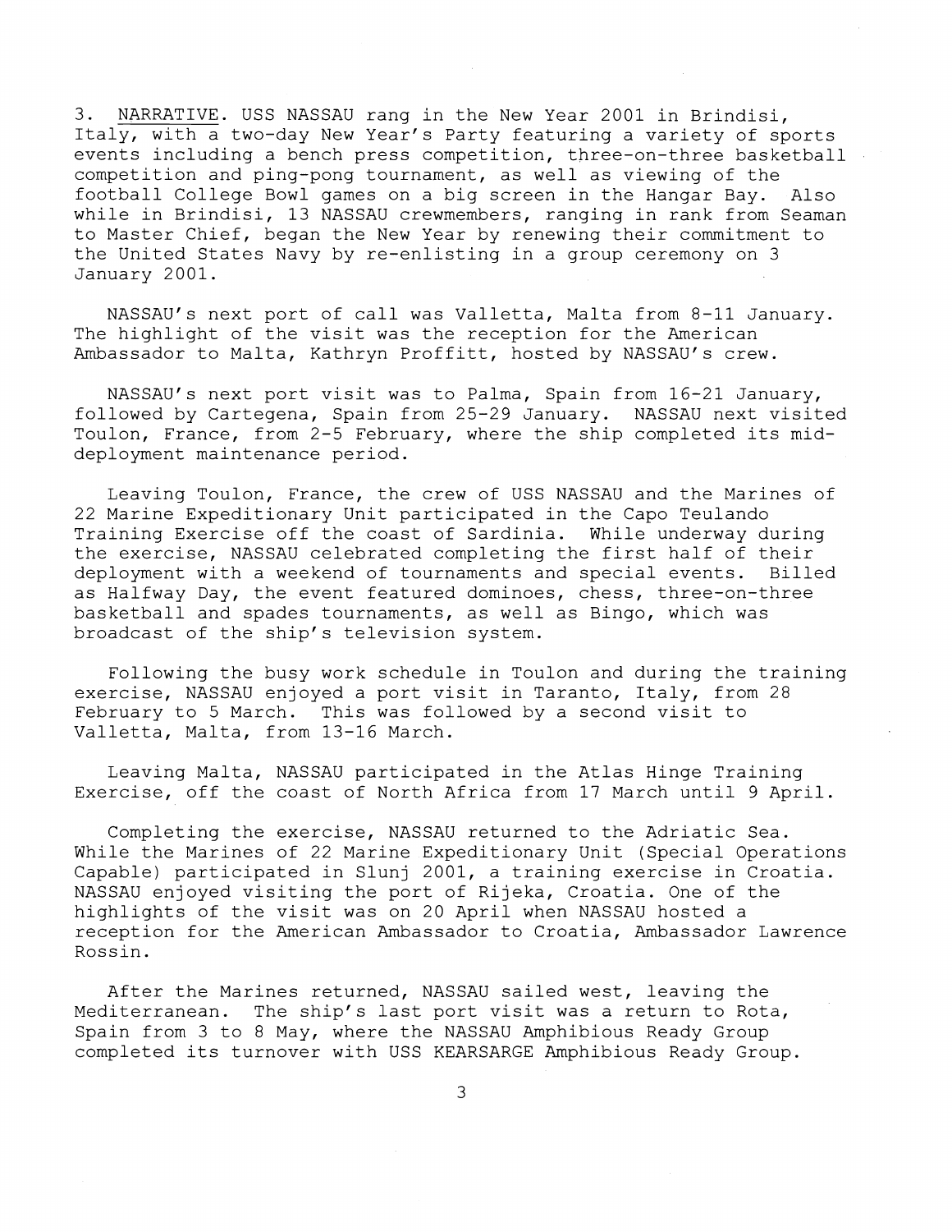3. NARRATIVE. USS NASSAU rang in the New Year 2001 in Brindisi, Italy, with a two-day New Year's Party featuring a variety of sports events including a bench press competition, three-on-three basketball competition and ping-pong tournament, as well as viewing of the football College Bowl games on a big screen in the Hangar Bay. Also while in Brindisi, 13 NASSAU crewmembers, ranging in rank from Seaman to Master Chief, began the New Year by renewing their commitment to the United States Navy by re-enlisting in a group ceremony on 3 January 2001.

NASSAU's next port of call was Valletta, Malta from 8-11 January. The highlight of the visit was the reception for the American Ambassador to Malta, Kathryn Proffitt, hosted by NASSAU's crew.

NASSAU's next port visit was to Palma, Spain from 16-21 January, followed by Cartegena, Spain from 25-29 January. NASSAU next visited Toulon, France, from 2-5 February, where the ship completed its mid-deployment maintenance period.

Leaving Toulon, France, the crew of USS NASSAU and the Marines of 22 Marine Expeditionary Unit participated in the Capo Teulando Training Exercise off the coast of Sardinia. While underway during the exercise, NASSAU celebrated completing the first half of their deployment with a weekend of tournaments and special events. Billed as Halfway Day, the event featured dominoes, chess, three-on-three basketball and spades tournaments, as well as Bingo, which was broadcast of the ship's television system.

Following the busy work schedule in Toulon and during the training exercise, NASSAU enjoyed a port visit in Taranto, Italy, from 28 February to 5 March. This was followed by a second visit to Valletta, Malta, from 13-16 March.

Leaving Malta, NASSAU participated in the Atlas Hinge Training Exercise, off the coast of North Africa from 17 March until 9 April.

Completing the exercise, NASSAU returned to the Adriatic Sea. While the Marines of 22 Marine Expeditionary Unit (Special Operations Capable) participated in Slunj 2001, a training exercise in Croatia. NASSAU enjoyed visiting the port of Rijeka, Croatia. One of the highlights of the visit was on 20 April when NASSAU hosted a reception for the American Ambassador to Croatia, Ambassador Lawrence Rossin.

After the Marines returned, NASSAU sailed west, leaving the Mediterranean. The ship's last port visit was a return to Rota, Spain from 3 to 8 May, where the NASSAU Amphibious Ready Group completed its turnover with USS KEARSARGE Amphibious Ready Group.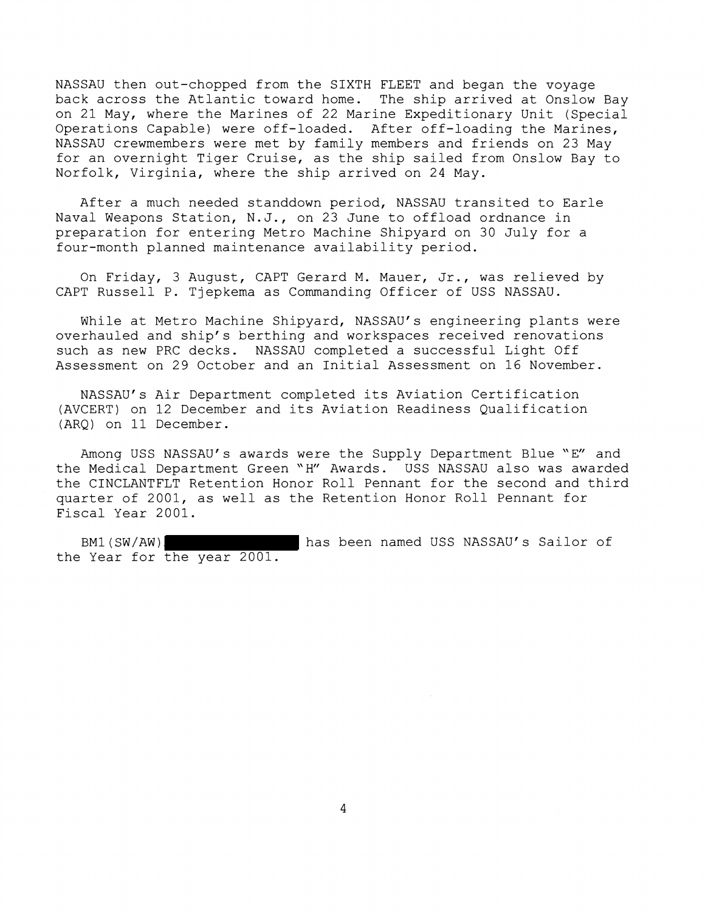NASSAU then out-chopped from the SIXTH FLEET and began the voyage back across the Atlantic toward home. The ship arrived at Onslow Bay on 21 May, where the Marines of 22 Marine Expeditionary Unit (Special Operations Capable) were off-loaded. After off-loading the Marines, NASSAU crewmembers were met by family members and friends on 23 May for an overnight Tiger Cruise, as the ship sailed from Onslow Bay to Norfolk, Virginia, where the ship arrived on 24 May.

After a much needed standdown period, NASSAU transited to Earle Naval Weapons Station, N.J., on 23 June to offload ordnance in preparation for entering Metro Machine Shipyard on 30 July for a four-month planned maintenance availability period.

On Friday, 3 August, CAPT Gerard M. Mauer, Jr., was relieved by CAPT Russell P. Tjepkema as Commanding Officer of USS NASSAU.

While at Metro Machine Shipyard, NASSAU's engineering plants were overhauled and ship's berthing and workspaces received renovations such as new PRC decks. NASSAU completed a successful Light Off Assessment on 29 October and an Initial Assessment on 16 November.

NASSAU's Air Department completed its Aviation Certification (AVCERT) on 12 December and its Aviation Readiness Qualification (ARQ) on 11 December.

Among USS NASSAU's awards were the Supply Department Blue "E" and the Medical Department Green "H" Awards. USS NASSAU also was awarded the CINCLANTFLT Retention Honor Roll Pennant for the second and third quarter of 2001, as well as the Retention Honor Roll Pennant for Fiscal Year 2001.

BM1(SW/AW) [REDACTED] has been named USS NASSAU's Sailor of the Year for the year 2001.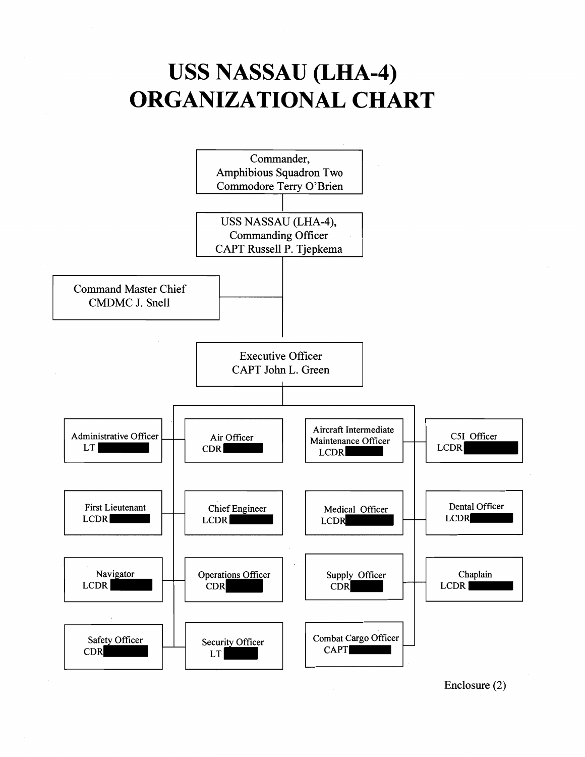# USS NASSAU (LHA-4) ORGANIZATIONAL CHART

Commander,
Amphibious Squadron Two
Commodore Terry O'Brien

USS NASSAU (LHA-4),
Commanding Officer
CAPT Russell P. Tjepkema

Command Master Chief
CMDMC J. Snell

Executive Officer
CAPT John L. Green

Administrative Officer
LT

Air Officer
CDR

Aircraft Intermediate Maintenance Officer
LCDR

C5I Officer
LCDR

First Lieutenant
LCDR

Chief Engineer
LCDR

Medical Officer
LCDR

Dental Officer
LCDR

Navigator
LCDR

Operations Officer
CDR

Supply Officer
CDR

Chaplain
LCDR

Safety Officer
CDR

Security Officer
LT

Combat Cargo Officer
CAPT

Enclosure (2)